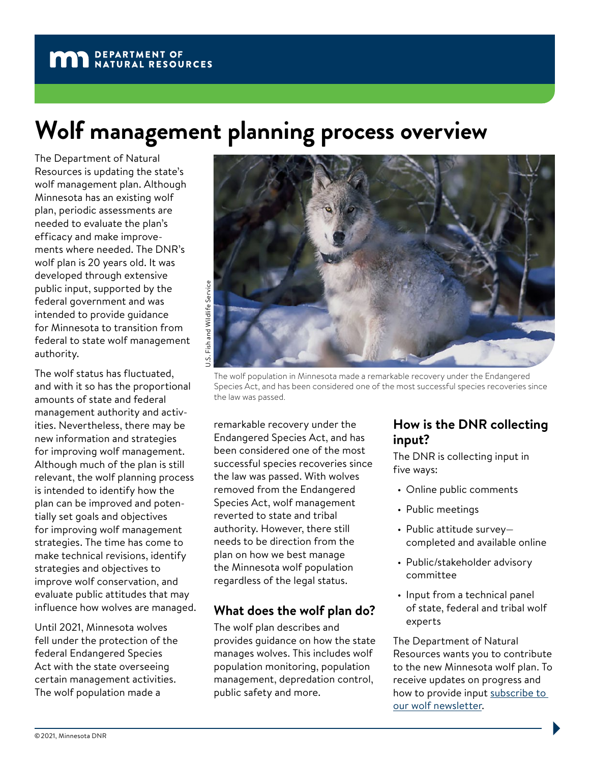DEPARTMENT OF NATURAL RESOURCES

# Wolf management planning process overview

The Department of Natural Resources is updating the state's wolf management plan. Although Minnesota has an existing wolf plan, periodic assessments are needed to evaluate the plan's efficacy and make improvements where needed. The DNR's wolf plan is 20 years old. It was developed through extensive public input, supported by the federal government and was intended to provide guidance for Minnesota to transition from federal to state wolf management authority.

The wolf status has fluctuated, and with it so has the proportional amounts of state and federal management authority and activities. Nevertheless, there may be new information and strategies for improving wolf management. Although much of the plan is still relevant, the wolf planning process is intended to identify how the plan can be improved and potentially set goals and objectives for improving wolf management strategies. The time has come to make technical revisions, identify strategies and objectives to improve wolf conservation, and evaluate public attitudes that may influence how wolves are managed.

Until 2021, Minnesota wolves fell under the protection of the federal Endangered Species Act with the state overseeing certain management activities. The wolf population made a remarkable recovery under the Endangered Species Act, and has been considered one of the most successful species recoveries since the law was passed. With wolves removed from the Endangered Species Act, wolf management reverted to state and tribal authority. However, there still needs to be direction from the plan on how we best manage the Minnesota wolf population regardless of the legal status.

U.S. Fish and Wildlife Service

The wolf population in Minnesota made a remarkable recovery under the Endangered Species Act, and has been considered one of the most successful species recoveries since the law was passed.

## What does the wolf plan do?

The wolf plan describes and provides guidance on how the state manages wolves. This includes wolf population monitoring, population management, depredation control, public safety and more.

## How is the DNR collecting input?

The DNR is collecting input in five ways:

- Online public comments
- Public meetings
- Public attitude survey—completed and available online
- Public/stakeholder advisory committee
- Input from a technical panel of state, federal and tribal wolf experts

The Department of Natural Resources wants you to contribute to the new Minnesota wolf plan. To receive updates on progress and how to provide input [subscribe to our wolf newsletter](subscribe to our wolf newsletter).

©2021, Minnesota DNR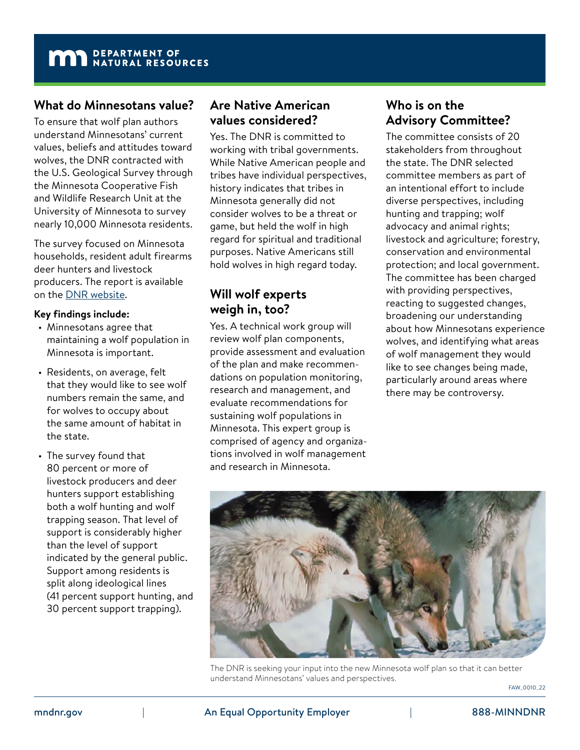## What do Minnesotans value?

To ensure that wolf plan authors understand Minnesotans' current values, beliefs and attitudes toward wolves, the DNR contracted with the U.S. Geological Survey through the Minnesota Cooperative Fish and Wildlife Research Unit at the University of Minnesota to survey nearly 10,000 Minnesota residents.

The survey focused on Minnesota households, resident adult firearms deer hunters and livestock producers. The report is available on the DNR website.

**Key findings include:**

- Minnesotans agree that maintaining a wolf population in Minnesota is important.
- Residents, on average, felt that they would like to see wolf numbers remain the same, and for wolves to occupy about the same amount of habitat in the state.
- The survey found that 80 percent or more of livestock producers and deer hunters support establishing both a wolf hunting and wolf trapping season. That level of support is considerably higher than the level of support indicated by the general public. Support among residents is split along ideological lines (41 percent support hunting, and 30 percent support trapping).

## Are Native American values considered?

Yes. The DNR is committed to working with tribal governments. While Native American people and tribes have individual perspectives, history indicates that tribes in Minnesota generally did not consider wolves to be a threat or game, but held the wolf in high regard for spiritual and traditional purposes. Native Americans still hold wolves in high regard today.

## Will wolf experts weigh in, too?

Yes. A technical work group will review wolf plan components, provide assessment and evaluation of the plan and make recommendations on population monitoring, research and management, and evaluate recommendations for sustaining wolf populations in Minnesota. This expert group is comprised of agency and organizations involved in wolf management and research in Minnesota.

## Who is on the Advisory Committee?

The committee consists of 20 stakeholders from throughout the state. The DNR selected committee members as part of an intentional effort to include diverse perspectives, including hunting and trapping; wolf advocacy and animal rights; livestock and agriculture; forestry, conservation and environmental protection; and local government. The committee has been charged with providing perspectives, reacting to suggested changes, broadening our understanding about how Minnesotans experience wolves, and identifying what areas of wolf management they would like to see changes being made, particularly around areas where there may be controversy.

The DNR is seeking your input into the new Minnesota wolf plan so that it can better understand Minnesotans' values and perspectives.

FAW_0010_22